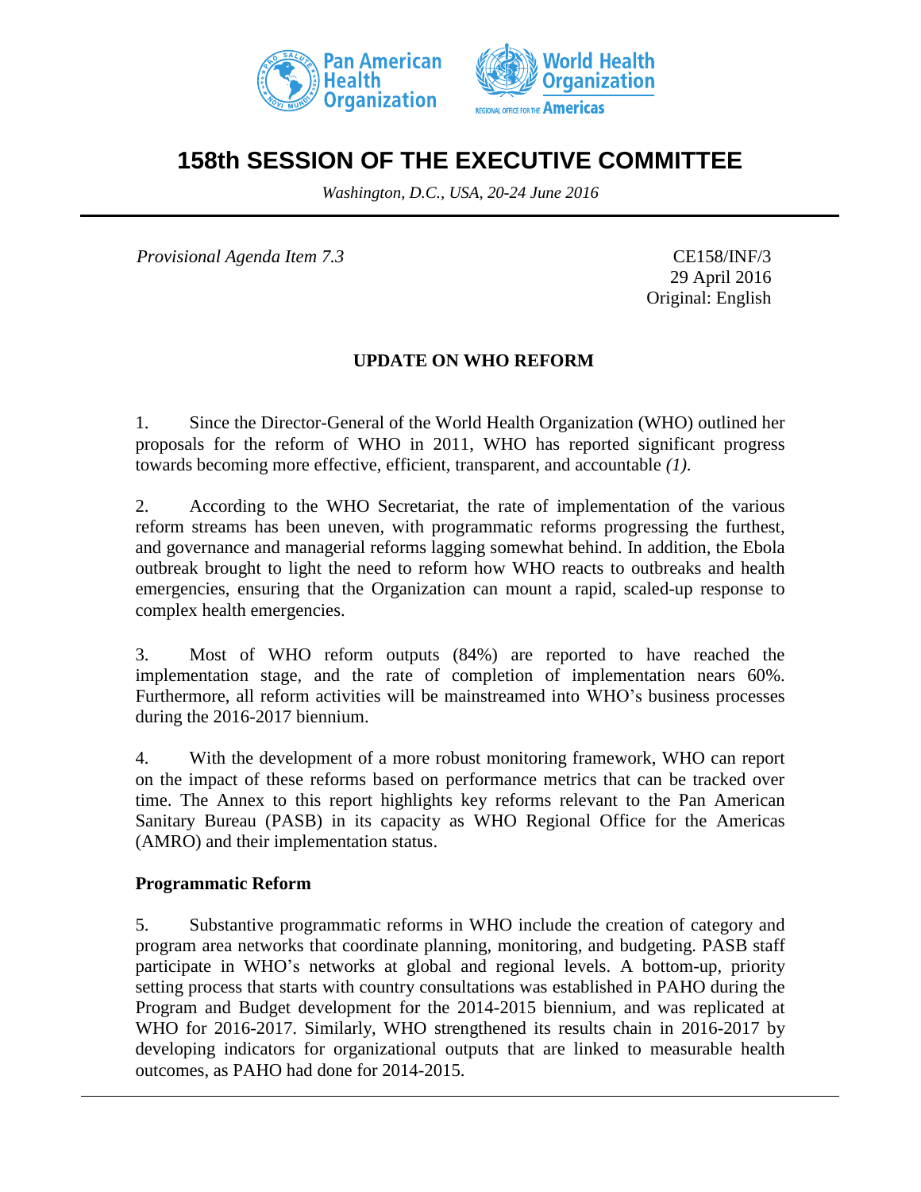# 158th SESSION OF THE EXECUTIVE COMMITTEE

*Washington, D.C., USA, 20-24 June 2016*

*Provisional Agenda Item 7.3*

CE158/INF/3
29 April 2016
Original: English

## UPDATE ON WHO REFORM

1. Since the Director-General of the World Health Organization (WHO) outlined her proposals for the reform of WHO in 2011, WHO has reported significant progress towards becoming more effective, efficient, transparent, and accountable *(1)*.

2. According to the WHO Secretariat, the rate of implementation of the various reform streams has been uneven, with programmatic reforms progressing the furthest, and governance and managerial reforms lagging somewhat behind. In addition, the Ebola outbreak brought to light the need to reform how WHO reacts to outbreaks and health emergencies, ensuring that the Organization can mount a rapid, scaled-up response to complex health emergencies.

3. Most of WHO reform outputs (84%) are reported to have reached the implementation stage, and the rate of completion of implementation nears 60%. Furthermore, all reform activities will be mainstreamed into WHO's business processes during the 2016-2017 biennium.

4. With the development of a more robust monitoring framework, WHO can report on the impact of these reforms based on performance metrics that can be tracked over time. The Annex to this report highlights key reforms relevant to the Pan American Sanitary Bureau (PASB) in its capacity as WHO Regional Office for the Americas (AMRO) and their implementation status.

### Programmatic Reform

5. Substantive programmatic reforms in WHO include the creation of category and program area networks that coordinate planning, monitoring, and budgeting. PASB staff participate in WHO's networks at global and regional levels. A bottom-up, priority setting process that starts with country consultations was established in PAHO during the Program and Budget development for the 2014-2015 biennium, and was replicated at WHO for 2016-2017. Similarly, WHO strengthened its results chain in 2016-2017 by developing indicators for organizational outputs that are linked to measurable health outcomes, as PAHO had done for 2014-2015.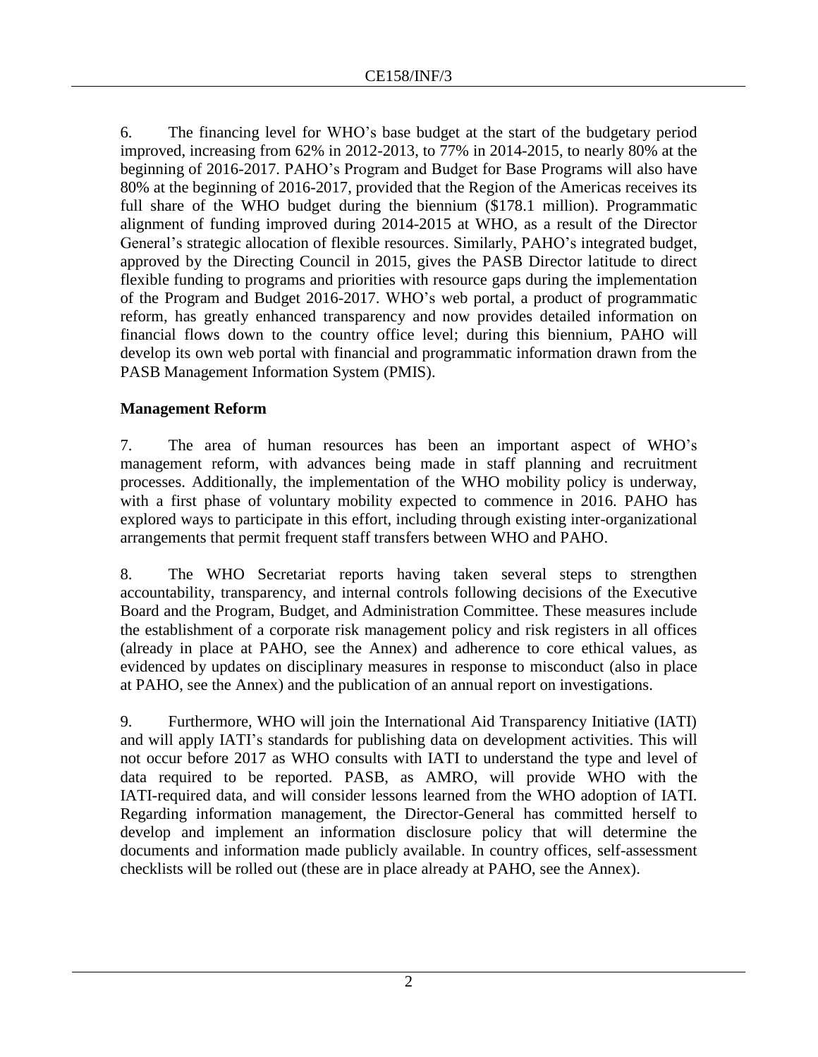6. The financing level for WHO's base budget at the start of the budgetary period improved, increasing from 62% in 2012-2013, to 77% in 2014-2015, to nearly 80% at the beginning of 2016-2017. PAHO's Program and Budget for Base Programs will also have 80% at the beginning of 2016-2017, provided that the Region of the Americas receives its full share of the WHO budget during the biennium ($178.1 million). Programmatic alignment of funding improved during 2014-2015 at WHO, as a result of the Director General's strategic allocation of flexible resources. Similarly, PAHO's integrated budget, approved by the Directing Council in 2015, gives the PASB Director latitude to direct flexible funding to programs and priorities with resource gaps during the implementation of the Program and Budget 2016-2017. WHO's web portal, a product of programmatic reform, has greatly enhanced transparency and now provides detailed information on financial flows down to the country office level; during this biennium, PAHO will develop its own web portal with financial and programmatic information drawn from the PASB Management Information System (PMIS).

**Management Reform**

7. The area of human resources has been an important aspect of WHO's management reform, with advances being made in staff planning and recruitment processes. Additionally, the implementation of the WHO mobility policy is underway, with a first phase of voluntary mobility expected to commence in 2016. PAHO has explored ways to participate in this effort, including through existing inter-organizational arrangements that permit frequent staff transfers between WHO and PAHO.

8. The WHO Secretariat reports having taken several steps to strengthen accountability, transparency, and internal controls following decisions of the Executive Board and the Program, Budget, and Administration Committee. These measures include the establishment of a corporate risk management policy and risk registers in all offices (already in place at PAHO, see the Annex) and adherence to core ethical values, as evidenced by updates on disciplinary measures in response to misconduct (also in place at PAHO, see the Annex) and the publication of an annual report on investigations.

9. Furthermore, WHO will join the International Aid Transparency Initiative (IATI) and will apply IATI's standards for publishing data on development activities. This will not occur before 2017 as WHO consults with IATI to understand the type and level of data required to be reported. PASB, as AMRO, will provide WHO with the IATI-required data, and will consider lessons learned from the WHO adoption of IATI. Regarding information management, the Director-General has committed herself to develop and implement an information disclosure policy that will determine the documents and information made publicly available. In country offices, self-assessment checklists will be rolled out (these are in place already at PAHO, see the Annex).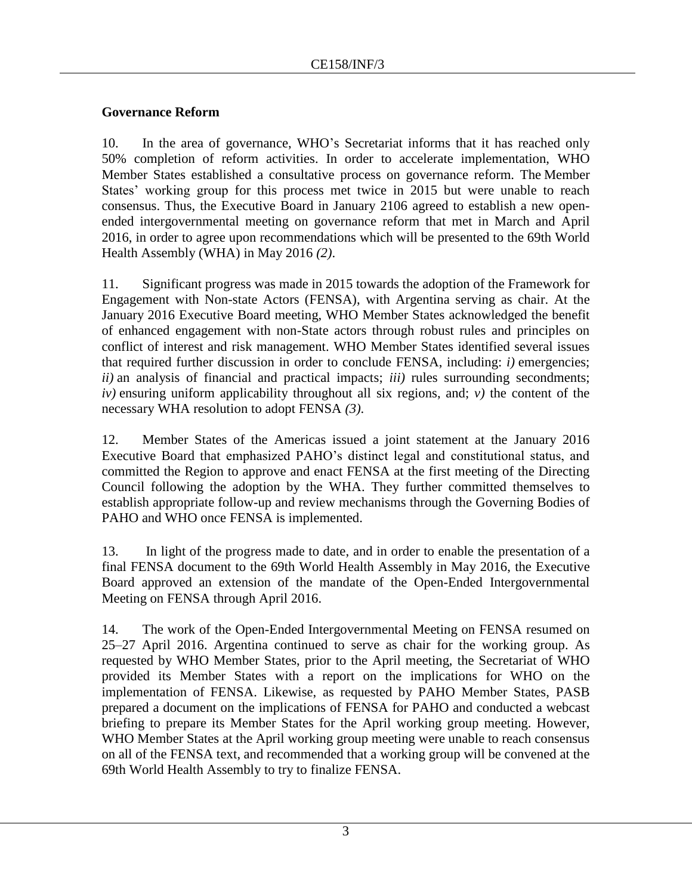## Governance Reform

10. In the area of governance, WHO's Secretariat informs that it has reached only 50% completion of reform activities. In order to accelerate implementation, WHO Member States established a consultative process on governance reform. The Member States' working group for this process met twice in 2015 but were unable to reach consensus. Thus, the Executive Board in January 2106 agreed to establish a new open-ended intergovernmental meeting on governance reform that met in March and April 2016, in order to agree upon recommendations which will be presented to the 69th World Health Assembly (WHA) in May 2016 *(2)*.

11. Significant progress was made in 2015 towards the adoption of the Framework for Engagement with Non-state Actors (FENSA), with Argentina serving as chair. At the January 2016 Executive Board meeting, WHO Member States acknowledged the benefit of enhanced engagement with non-State actors through robust rules and principles on conflict of interest and risk management. WHO Member States identified several issues that required further discussion in order to conclude FENSA, including: *i)* emergencies; *ii)* an analysis of financial and practical impacts; *iii)* rules surrounding secondments; *iv)* ensuring uniform applicability throughout all six regions, and; *v)* the content of the necessary WHA resolution to adopt FENSA *(3)*.

12. Member States of the Americas issued a joint statement at the January 2016 Executive Board that emphasized PAHO's distinct legal and constitutional status, and committed the Region to approve and enact FENSA at the first meeting of the Directing Council following the adoption by the WHA. They further committed themselves to establish appropriate follow-up and review mechanisms through the Governing Bodies of PAHO and WHO once FENSA is implemented.

13. In light of the progress made to date, and in order to enable the presentation of a final FENSA document to the 69th World Health Assembly in May 2016, the Executive Board approved an extension of the mandate of the Open-Ended Intergovernmental Meeting on FENSA through April 2016.

14. The work of the Open-Ended Intergovernmental Meeting on FENSA resumed on 25–27 April 2016. Argentina continued to serve as chair for the working group. As requested by WHO Member States, prior to the April meeting, the Secretariat of WHO provided its Member States with a report on the implications for WHO on the implementation of FENSA. Likewise, as requested by PAHO Member States, PASB prepared a document on the implications of FENSA for PAHO and conducted a webcast briefing to prepare its Member States for the April working group meeting. However, WHO Member States at the April working group meeting were unable to reach consensus on all of the FENSA text, and recommended that a working group will be convened at the 69th World Health Assembly to try to finalize FENSA.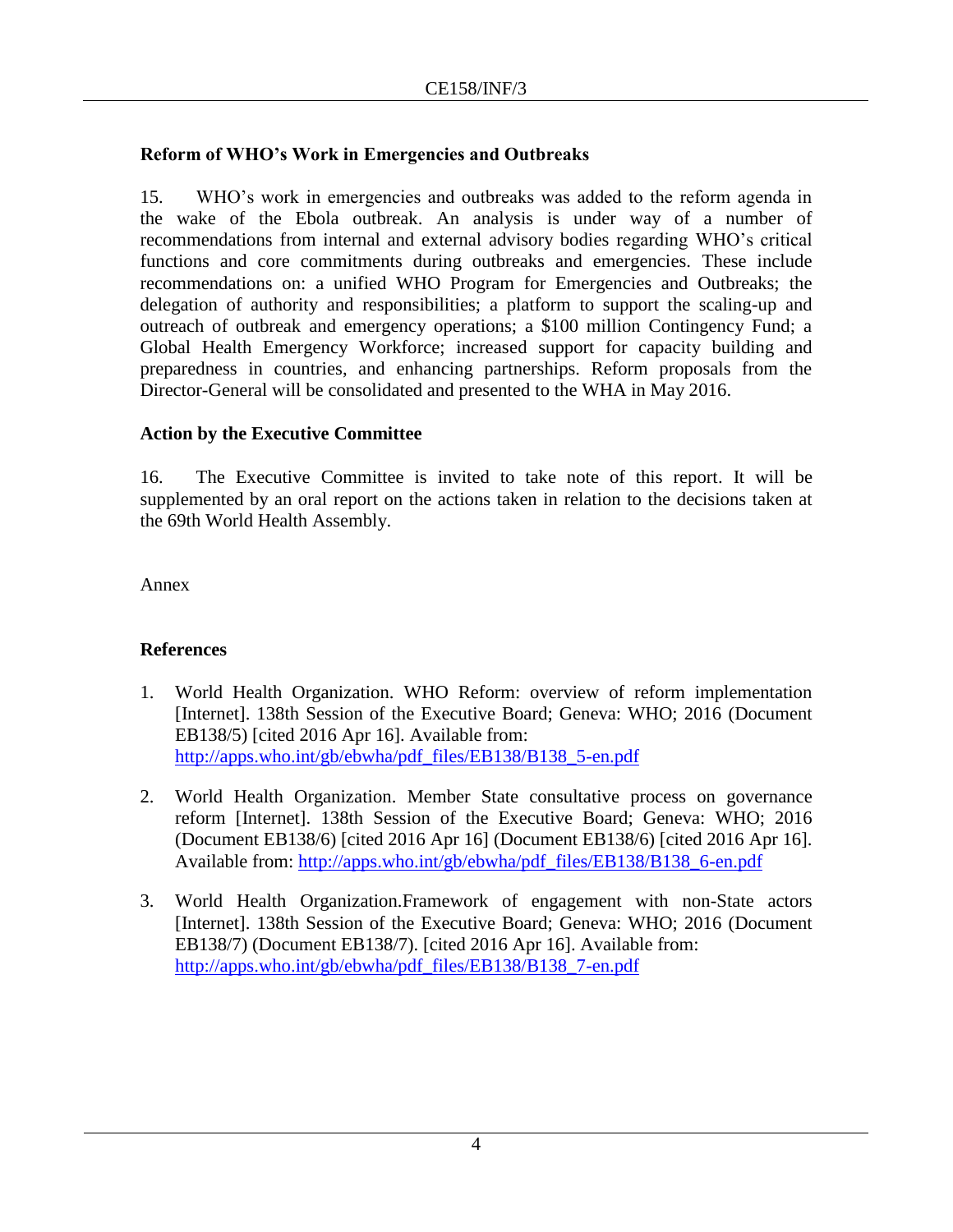**Reform of WHO's Work in Emergencies and Outbreaks**

15. WHO's work in emergencies and outbreaks was added to the reform agenda in the wake of the Ebola outbreak. An analysis is under way of a number of recommendations from internal and external advisory bodies regarding WHO's critical functions and core commitments during outbreaks and emergencies. These include recommendations on: a unified WHO Program for Emergencies and Outbreaks; the delegation of authority and responsibilities; a platform to support the scaling-up and outreach of outbreak and emergency operations; a $100 million Contingency Fund; a Global Health Emergency Workforce; increased support for capacity building and preparedness in countries, and enhancing partnerships. Reform proposals from the Director-General will be consolidated and presented to the WHA in May 2016.

**Action by the Executive Committee**

16. The Executive Committee is invited to take note of this report. It will be supplemented by an oral report on the actions taken in relation to the decisions taken at the 69th World Health Assembly.

Annex

**References**

1. World Health Organization. WHO Reform: overview of reform implementation [Internet]. 138th Session of the Executive Board; Geneva: WHO; 2016 (Document EB138/5) [cited 2016 Apr 16]. Available from: http://apps.who.int/gb/ebwha/pdf_files/EB138/B138_5-en.pdf

2. World Health Organization. Member State consultative process on governance reform [Internet]. 138th Session of the Executive Board; Geneva: WHO; 2016 (Document EB138/6) [cited 2016 Apr 16] (Document EB138/6) [cited 2016 Apr 16]. Available from: http://apps.who.int/gb/ebwha/pdf_files/EB138/B138_6-en.pdf

3. World Health Organization.Framework of engagement with non-State actors [Internet]. 138th Session of the Executive Board; Geneva: WHO; 2016 (Document EB138/7) (Document EB138/7). [cited 2016 Apr 16]. Available from: http://apps.who.int/gb/ebwha/pdf_files/EB138/B138_7-en.pdf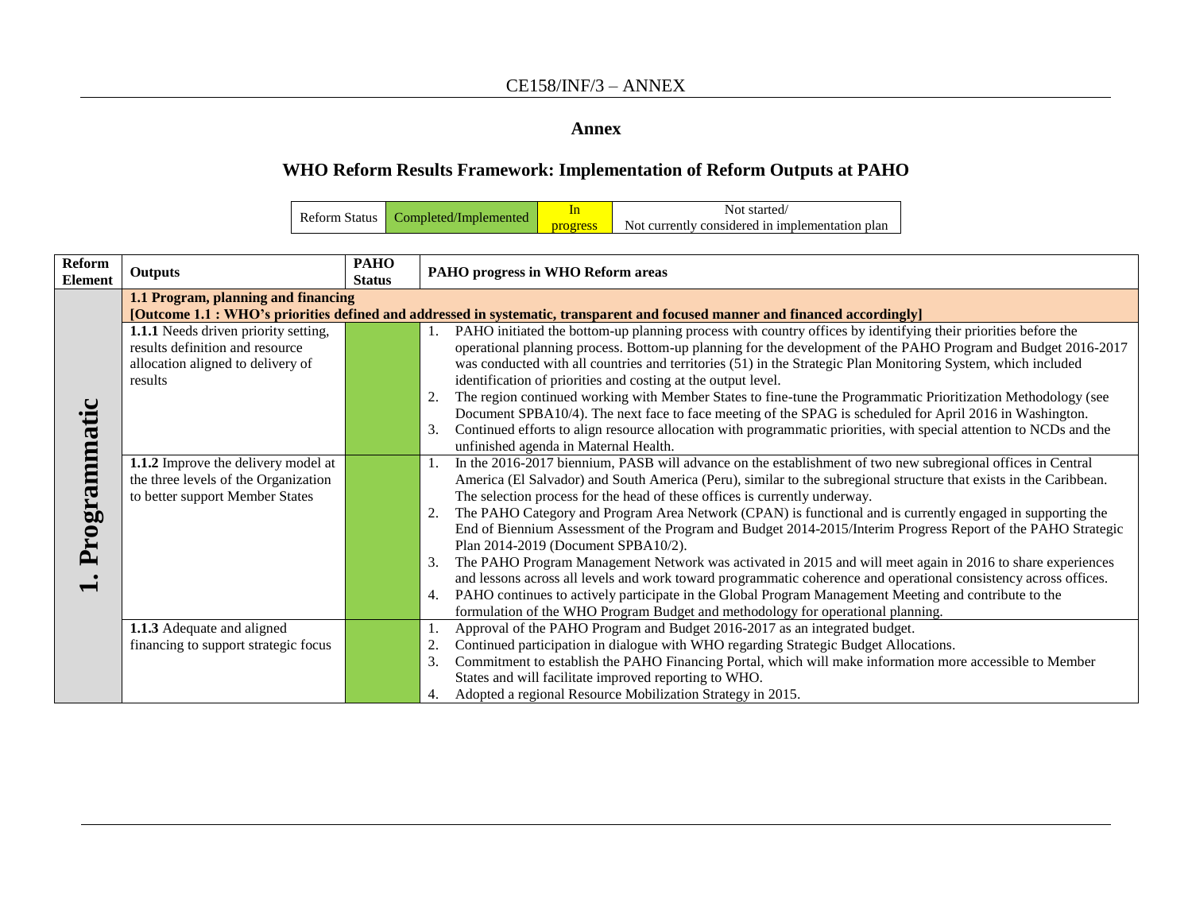## Annex

## WHO Reform Results Framework: Implementation of Reform Outputs at PAHO

| Reform Status | Completed/Implemented | In progress | Not started/ Not currently considered in implementation plan |
|---|---|---|---|

| Reform Element | Outputs | PAHO Status | PAHO progress in WHO Reform areas |
|---|---|---|---|
| **1. Programmatic** | **1.1 Program, planning and financing** **[Outcome 1.1 : WHO's priorities defined and addressed in systematic, transparent and focused manner and financed accordingly]** | | |
| | **1.1.1** Needs driven priority setting, results definition and resource allocation aligned to delivery of results | Completed/Implemented | 1. PAHO initiated the bottom-up planning process with country offices by identifying their priorities before the operational planning process. Bottom-up planning for the development of the PAHO Program and Budget 2016-2017 was conducted with all countries and territories (51) in the Strategic Plan Monitoring System, which included identification of priorities and costing at the output level.<br>2. The region continued working with Member States to fine-tune the Programmatic Prioritization Methodology (see Document SPBA10/4). The next face to face meeting of the SPAG is scheduled for April 2016 in Washington.<br>3. Continued efforts to align resource allocation with programmatic priorities, with special attention to NCDs and the unfinished agenda in Maternal Health. |
| | **1.1.2** Improve the delivery model at the three levels of the Organization to better support Member States | Completed/Implemented | 1. In the 2016-2017 biennium, PASB will advance on the establishment of two new subregional offices in Central America (El Salvador) and South America (Peru), similar to the subregional structure that exists in the Caribbean. The selection process for the head of these offices is currently underway.<br>2. The PAHO Category and Program Area Network (CPAN) is functional and is currently engaged in supporting the End of Biennium Assessment of the Program and Budget 2014-2015/Interim Progress Report of the PAHO Strategic Plan 2014-2019 (Document SPBA10/2).<br>3. The PAHO Program Management Network was activated in 2015 and will meet again in 2016 to share experiences and lessons across all levels and work toward programmatic coherence and operational consistency across offices.<br>4. PAHO continues to actively participate in the Global Program Management Meeting and contribute to the formulation of the WHO Program Budget and methodology for operational planning. |
| | **1.1.3** Adequate and aligned financing to support strategic focus | Completed/Implemented | 1. Approval of the PAHO Program and Budget 2016-2017 as an integrated budget.<br>2. Continued participation in dialogue with WHO regarding Strategic Budget Allocations.<br>3. Commitment to establish the PAHO Financing Portal, which will make information more accessible to Member States and will facilitate improved reporting to WHO.<br>4. Adopted a regional Resource Mobilization Strategy in 2015. |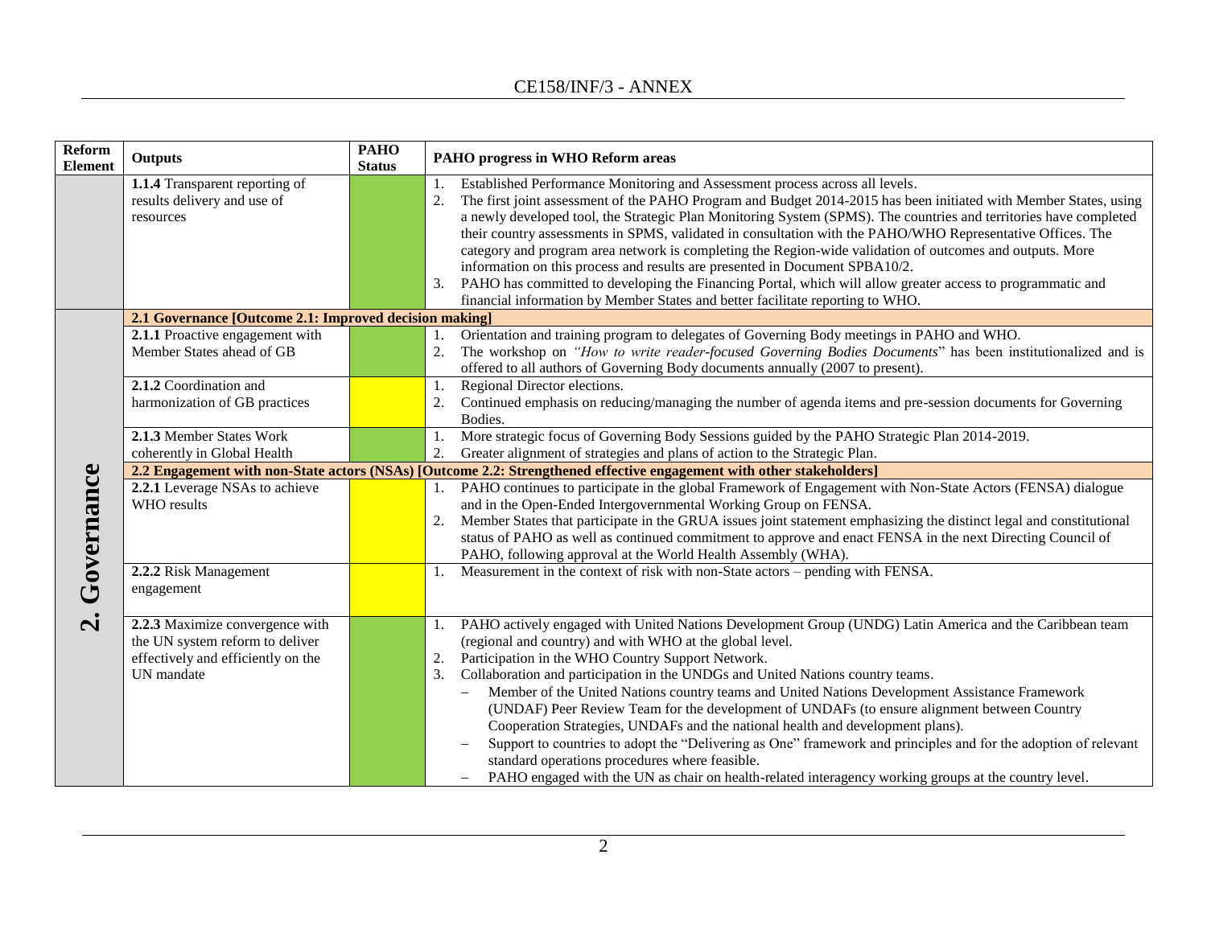| Reform Element | Outputs | PAHO Status | PAHO progress in WHO Reform areas |
|---|---|---|---|
| | **1.1.4** Transparent reporting of results delivery and use of resources | | 1. Established Performance Monitoring and Assessment process across all levels.<br>2. The first joint assessment of the PAHO Program and Budget 2014-2015 has been initiated with Member States, using a newly developed tool, the Strategic Plan Monitoring System (SPMS). The countries and territories have completed their country assessments in SPMS, validated in consultation with the PAHO/WHO Representative Offices. The category and program area network is completing the Region-wide validation of outcomes and outputs. More information on this process and results are presented in Document SPBA10/2.<br>3. PAHO has committed to developing the Financing Portal, which will allow greater access to programmatic and financial information by Member States and better facilitate reporting to WHO. |
| **2. Governance** | **2.1 Governance [Outcome 2.1: Improved decision making]** | | |
| | **2.1.1** Proactive engagement with Member States ahead of GB | | 1. Orientation and training program to delegates of Governing Body meetings in PAHO and WHO.<br>2. The workshop on *"How to write reader-focused Governing Bodies Documents*" has been institutionalized and is offered to all authors of Governing Body documents annually (2007 to present). |
| | **2.1.2** Coordination and harmonization of GB practices | | 1. Regional Director elections.<br>2. Continued emphasis on reducing/managing the number of agenda items and pre-session documents for Governing Bodies. |
| | **2.1.3** Member States Work coherently in Global Health | | 1. More strategic focus of Governing Body Sessions guided by the PAHO Strategic Plan 2014-2019.<br>2. Greater alignment of strategies and plans of action to the Strategic Plan. |
| | **2.2 Engagement with non-State actors (NSAs) [Outcome 2.2: Strengthened effective engagement with other stakeholders]** | | |
| | **2.2.1** Leverage NSAs to achieve WHO results | | 1. PAHO continues to participate in the global Framework of Engagement with Non-State Actors (FENSA) dialogue and in the Open-Ended Intergovernmental Working Group on FENSA.<br>2. Member States that participate in the GRUA issues joint statement emphasizing the distinct legal and constitutional status of PAHO as well as continued commitment to approve and enact FENSA in the next Directing Council of PAHO, following approval at the World Health Assembly (WHA). |
| | **2.2.2** Risk Management engagement | | 1. Measurement in the context of risk with non-State actors – pending with FENSA. |
| | **2.2.3** Maximize convergence with the UN system reform to deliver effectively and efficiently on the UN mandate | | 1. PAHO actively engaged with United Nations Development Group (UNDG) Latin America and the Caribbean team (regional and country) and with WHO at the global level.<br>2. Participation in the WHO Country Support Network.<br>3. Collaboration and participation in the UNDGs and United Nations country teams.<br>– Member of the United Nations country teams and United Nations Development Assistance Framework (UNDAF) Peer Review Team for the development of UNDAFs (to ensure alignment between Country Cooperation Strategies, UNDAFs and the national health and development plans).<br>– Support to countries to adopt the "Delivering as One" framework and principles and for the adoption of relevant standard operations procedures where feasible.<br>– PAHO engaged with the UN as chair on health-related interagency working groups at the country level. |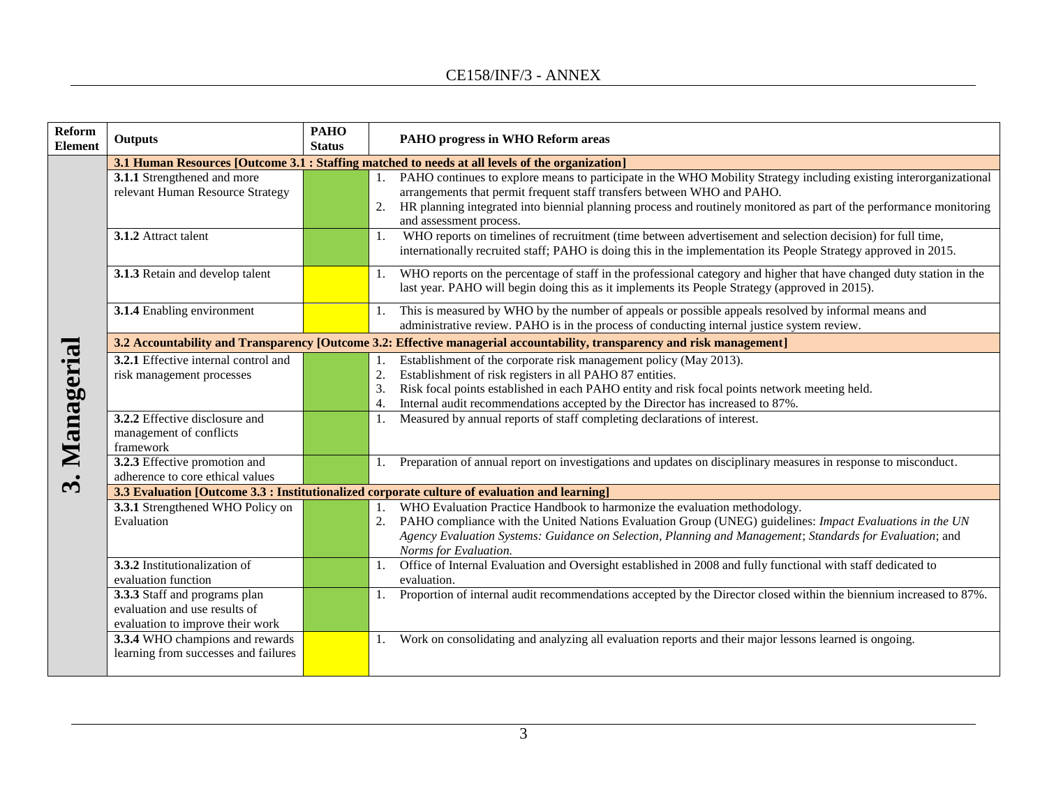| Reform Element | Outputs | PAHO Status | PAHO progress in WHO Reform areas |
|---|---|---|---|
| **3. Managerial** | **3.1 Human Resources [Outcome 3.1 : Staffing matched to needs at all levels of the organization]** | | |
| | **3.1.1** Strengthened and more relevant Human Resource Strategy | Green | 1. PAHO continues to explore means to participate in the WHO Mobility Strategy including existing interorganizational arrangements that permit frequent staff transfers between WHO and PAHO.<br>2. HR planning integrated into biennial planning process and routinely monitored as part of the performance monitoring and assessment process. |
| | **3.1.2** Attract talent | Green | 1. WHO reports on timelines of recruitment (time between advertisement and selection decision) for full time, internationally recruited staff; PAHO is doing this in the implementation its People Strategy approved in 2015. |
| | **3.1.3** Retain and develop talent | Yellow | 1. WHO reports on the percentage of staff in the professional category and higher that have changed duty station in the last year. PAHO will begin doing this as it implements its People Strategy (approved in 2015). |
| | **3.1.4** Enabling environment | Yellow | 1. This is measured by WHO by the number of appeals or possible appeals resolved by informal means and administrative review. PAHO is in the process of conducting internal justice system review. |
| | **3.2 Accountability and Transparency [Outcome 3.2: Effective managerial accountability, transparency and risk management]** | | |
| | **3.2.1** Effective internal control and risk management processes | Green | 1. Establishment of the corporate risk management policy (May 2013).<br>2. Establishment of risk registers in all PAHO 87 entities.<br>3. Risk focal points established in each PAHO entity and risk focal points network meeting held.<br>4. Internal audit recommendations accepted by the Director has increased to 87%. |
| | **3.2.2** Effective disclosure and management of conflicts framework | Green | 1. Measured by annual reports of staff completing declarations of interest. |
| | **3.2.3** Effective promotion and adherence to core ethical values | Green | 1. Preparation of annual report on investigations and updates on disciplinary measures in response to misconduct. |
| | **3.3 Evaluation [Outcome 3.3 : Institutionalized corporate culture of evaluation and learning]** | | |
| | **3.3.1** Strengthened WHO Policy on Evaluation | Green | 1. WHO Evaluation Practice Handbook to harmonize the evaluation methodology.<br>2. PAHO compliance with the United Nations Evaluation Group (UNEG) guidelines: *Impact Evaluations in the UN Agency Evaluation Systems: Guidance on Selection, Planning and Management*; *Standards for Evaluation*; and *Norms for Evaluation.* |
| | **3.3.2** Institutionalization of evaluation function | Green | 1. Office of Internal Evaluation and Oversight established in 2008 and fully functional with staff dedicated to evaluation. |
| | **3.3.3** Staff and programs plan evaluation and use results of evaluation to improve their work | Green | 1. Proportion of internal audit recommendations accepted by the Director closed within the biennium increased to 87%. |
| | **3.3.4** WHO champions and rewards learning from successes and failures | Yellow | 1. Work on consolidating and analyzing all evaluation reports and their major lessons learned is ongoing. |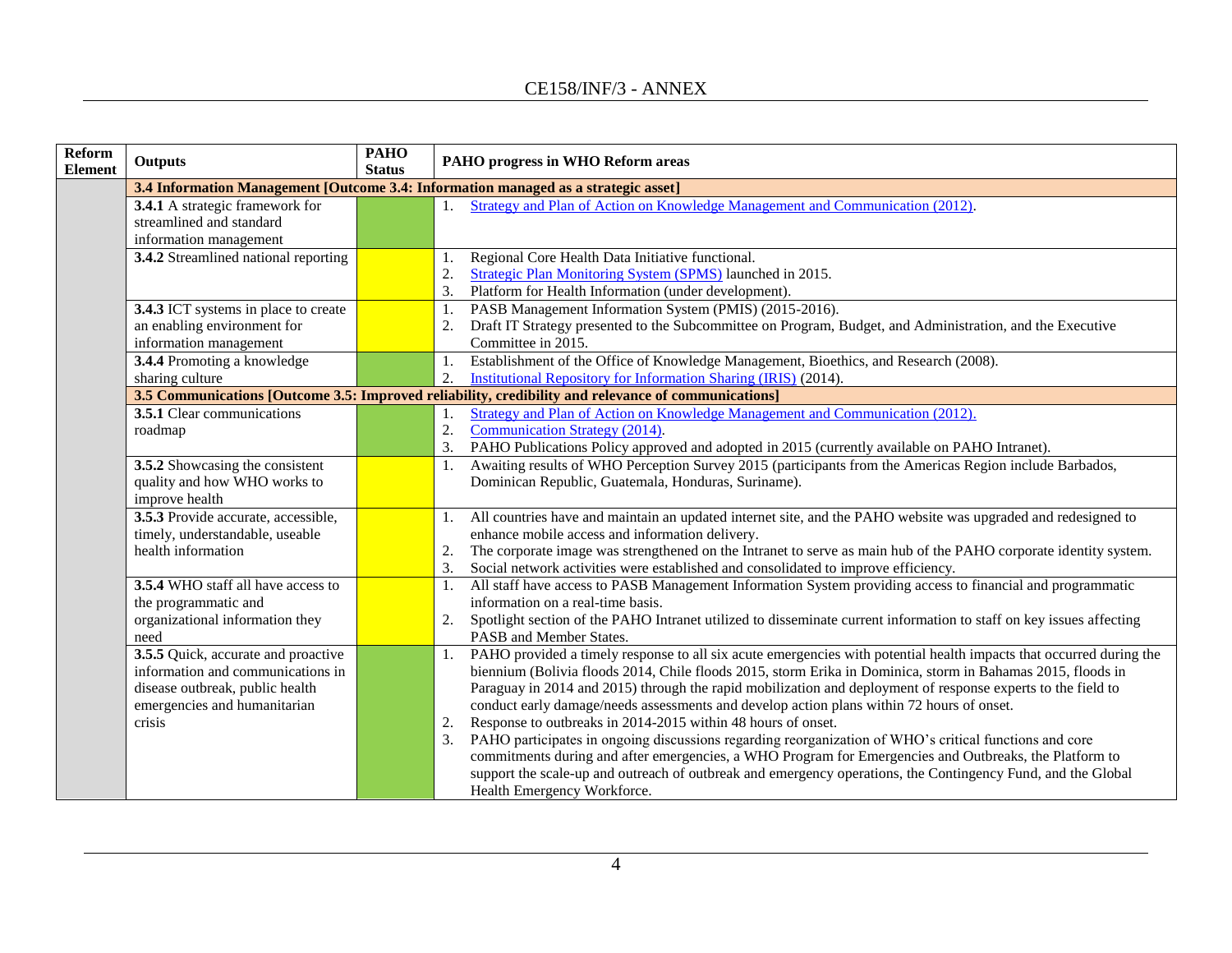| Reform Element | Outputs | PAHO Status | PAHO progress in WHO Reform areas |
|---|---|---|---|
| | **3.4 Information Management [Outcome 3.4: Information managed as a strategic asset]** | | |
| | **3.4.1** A strategic framework for streamlined and standard information management | | 1. Strategy and Plan of Action on Knowledge Management and Communication (2012). |
| | **3.4.2** Streamlined national reporting | | 1. Regional Core Health Data Initiative functional.<br>2. Strategic Plan Monitoring System (SPMS) launched in 2015.<br>3. Platform for Health Information (under development). |
| | **3.4.3** ICT systems in place to create an enabling environment for information management | | 1. PASB Management Information System (PMIS) (2015-2016).<br>2. Draft IT Strategy presented to the Subcommittee on Program, Budget, and Administration, and the Executive Committee in 2015. |
| | **3.4.4** Promoting a knowledge sharing culture | | 1. Establishment of the Office of Knowledge Management, Bioethics, and Research (2008).<br>2. Institutional Repository for Information Sharing (IRIS) (2014). |
| | **3.5 Communications [Outcome 3.5: Improved reliability, credibility and relevance of communications]** | | |
| | **3.5.1** Clear communications roadmap | | 1. Strategy and Plan of Action on Knowledge Management and Communication (2012).<br>2. Communication Strategy (2014).<br>3. PAHO Publications Policy approved and adopted in 2015 (currently available on PAHO Intranet). |
| | **3.5.2** Showcasing the consistent quality and how WHO works to improve health | | 1. Awaiting results of WHO Perception Survey 2015 (participants from the Americas Region include Barbados, Dominican Republic, Guatemala, Honduras, Suriname). |
| | **3.5.3** Provide accurate, accessible, timely, understandable, useable health information | | 1. All countries have and maintain an updated internet site, and the PAHO website was upgraded and redesigned to enhance mobile access and information delivery.<br>2. The corporate image was strengthened on the Intranet to serve as main hub of the PAHO corporate identity system.<br>3. Social network activities were established and consolidated to improve efficiency. |
| | **3.5.4** WHO staff all have access to the programmatic and organizational information they need | | 1. All staff have access to PASB Management Information System providing access to financial and programmatic information on a real-time basis.<br>2. Spotlight section of the PAHO Intranet utilized to disseminate current information to staff on key issues affecting PASB and Member States. |
| | **3.5.5** Quick, accurate and proactive information and communications in disease outbreak, public health emergencies and humanitarian crisis | | 1. PAHO provided a timely response to all six acute emergencies with potential health impacts that occurred during the biennium (Bolivia floods 2014, Chile floods 2015, storm Erika in Dominica, storm in Bahamas 2015, floods in Paraguay in 2014 and 2015) through the rapid mobilization and deployment of response experts to the field to conduct early damage/needs assessments and develop action plans within 72 hours of onset.<br>2. Response to outbreaks in 2014-2015 within 48 hours of onset.<br>3. PAHO participates in ongoing discussions regarding reorganization of WHO's critical functions and core commitments during and after emergencies, a WHO Program for Emergencies and Outbreaks, the Platform to support the scale-up and outreach of outbreak and emergency operations, the Contingency Fund, and the Global Health Emergency Workforce. |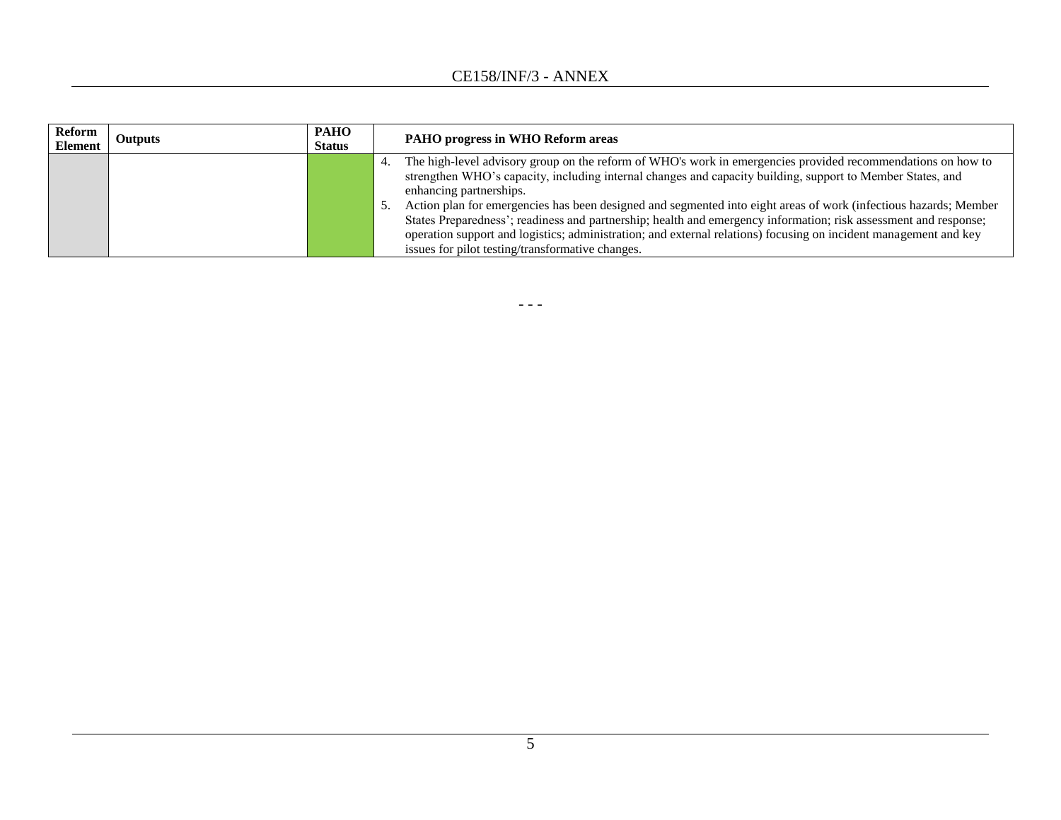| Reform Element | Outputs | PAHO Status | PAHO progress in WHO Reform areas |
|---|---|---|---|
| | | | 4. The high-level advisory group on the reform of WHO's work in emergencies provided recommendations on how to strengthen WHO's capacity, including internal changes and capacity building, support to Member States, and enhancing partnerships.<br>5. Action plan for emergencies has been designed and segmented into eight areas of work (infectious hazards; Member States Preparedness'; readiness and partnership; health and emergency information; risk assessment and response; operation support and logistics; administration; and external relations) focusing on incident management and key issues for pilot testing/transformative changes. |

- - -